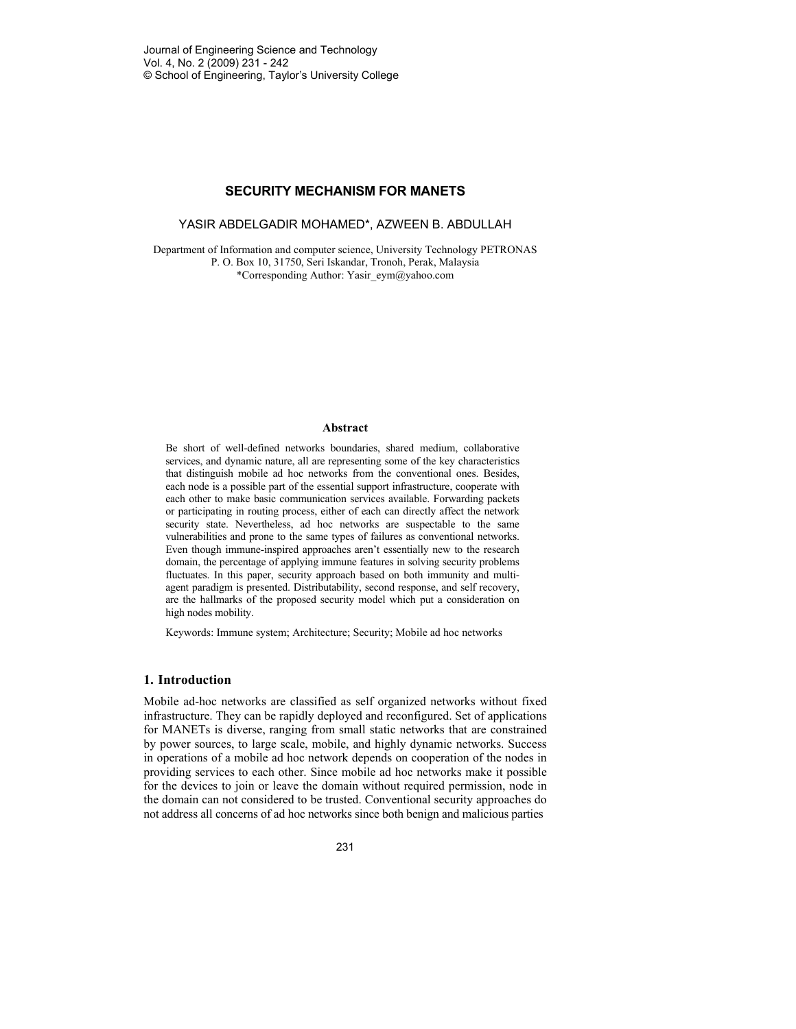# SECURITY MECHANISM FOR MANETS

YASIR ABDELGADIR MOHAMED*, AZWEEN B. ABDULLAH

Department of Information and computer science, University Technology PETRONAS
P. O. Box 10, 31750, Seri Iskandar, Tronoh, Perak, Malaysia
*Corresponding Author: Yasir_eym@yahoo.com

### Abstract

Be short of well-defined networks boundaries, shared medium, collaborative services, and dynamic nature, all are representing some of the key characteristics that distinguish mobile ad hoc networks from the conventional ones. Besides, each node is a possible part of the essential support infrastructure, cooperate with each other to make basic communication services available. Forwarding packets or participating in routing process, either of each can directly affect the network security state. Nevertheless, ad hoc networks are suspectable to the same vulnerabilities and prone to the same types of failures as conventional networks. Even though immune-inspired approaches aren't essentially new to the research domain, the percentage of applying immune features in solving security problems fluctuates. In this paper, security approach based on both immunity and multi-agent paradigm is presented. Distributability, second response, and self recovery, are the hallmarks of the proposed security model which put a consideration on high nodes mobility.

Keywords: Immune system; Architecture; Security; Mobile ad hoc networks

## 1. Introduction

Mobile ad-hoc networks are classified as self organized networks without fixed infrastructure. They can be rapidly deployed and reconfigured. Set of applications for MANETs is diverse, ranging from small static networks that are constrained by power sources, to large scale, mobile, and highly dynamic networks. Success in operations of a mobile ad hoc network depends on cooperation of the nodes in providing services to each other. Since mobile ad hoc networks make it possible for the devices to join or leave the domain without required permission, node in the domain can not considered to be trusted. Conventional security approaches do not address all concerns of ad hoc networks since both benign and malicious parties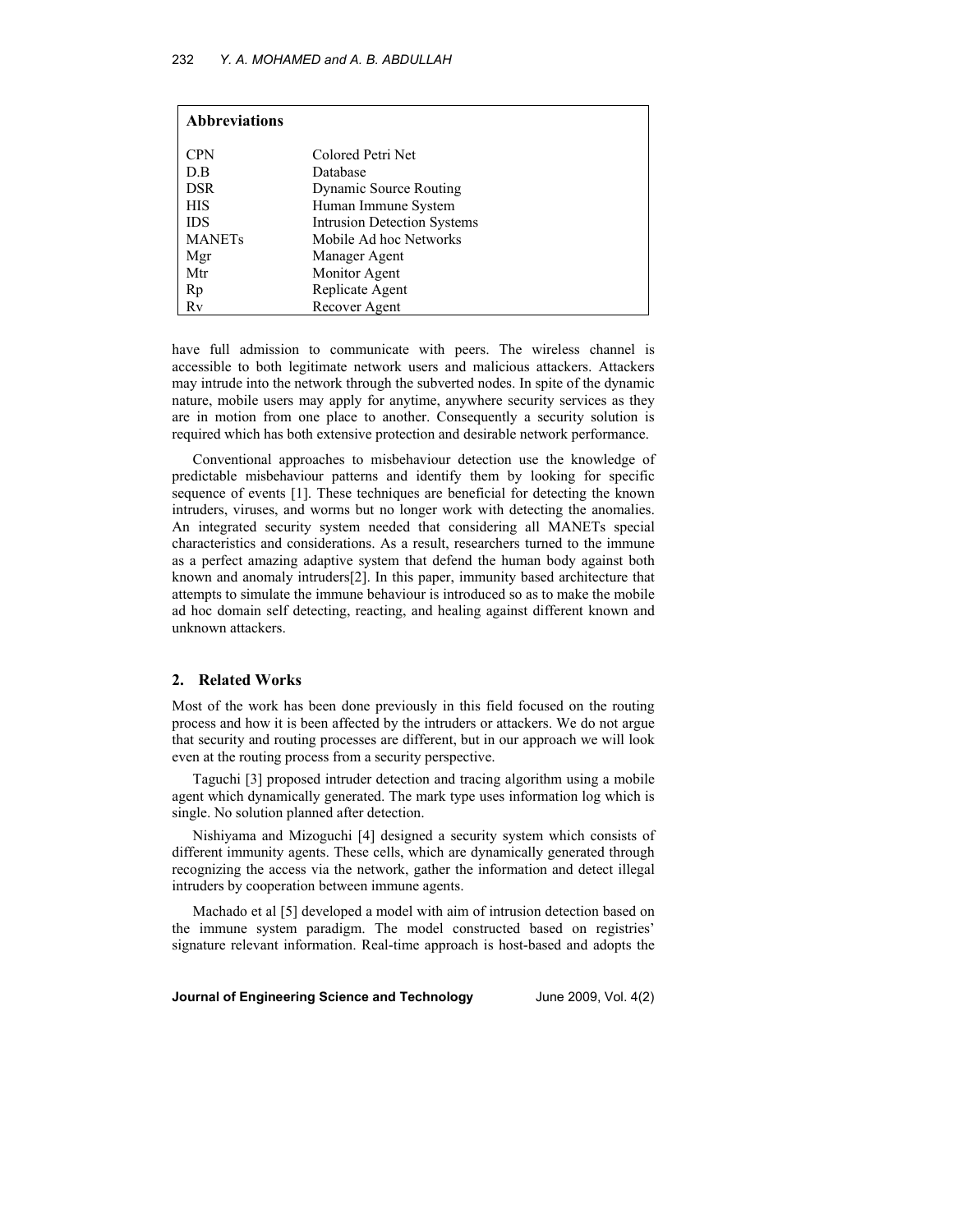**Abbreviations**

| | |
|---|---|
| CPN | Colored Petri Net |
| D.B | Database |
| DSR | Dynamic Source Routing |
| HIS | Human Immune System |
| IDS | Intrusion Detection Systems |
| MANETs | Mobile Ad hoc Networks |
| Mgr | Manager Agent |
| Mtr | Monitor Agent |
| Rp | Replicate Agent |
| Rv | Recover Agent |

have full admission to communicate with peers. The wireless channel is accessible to both legitimate network users and malicious attackers. Attackers may intrude into the network through the subverted nodes. In spite of the dynamic nature, mobile users may apply for anytime, anywhere security services as they are in motion from one place to another. Consequently a security solution is required which has both extensive protection and desirable network performance.

Conventional approaches to misbehaviour detection use the knowledge of predictable misbehaviour patterns and identify them by looking for specific sequence of events [1]. These techniques are beneficial for detecting the known intruders, viruses, and worms but no longer work with detecting the anomalies. An integrated security system needed that considering all MANETs special characteristics and considerations. As a result, researchers turned to the immune as a perfect amazing adaptive system that defend the human body against both known and anomaly intruders[2]. In this paper, immunity based architecture that attempts to simulate the immune behaviour is introduced so as to make the mobile ad hoc domain self detecting, reacting, and healing against different known and unknown attackers.

## 2. Related Works

Most of the work has been done previously in this field focused on the routing process and how it is been affected by the intruders or attackers. We do not argue that security and routing processes are different, but in our approach we will look even at the routing process from a security perspective.

Taguchi [3] proposed intruder detection and tracing algorithm using a mobile agent which dynamically generated. The mark type uses information log which is single. No solution planned after detection.

Nishiyama and Mizoguchi [4] designed a security system which consists of different immunity agents. These cells, which are dynamically generated through recognizing the access via the network, gather the information and detect illegal intruders by cooperation between immune agents.

Machado et al [5] developed a model with aim of intrusion detection based on the immune system paradigm. The model constructed based on registries' signature relevant information. Real-time approach is host-based and adopts the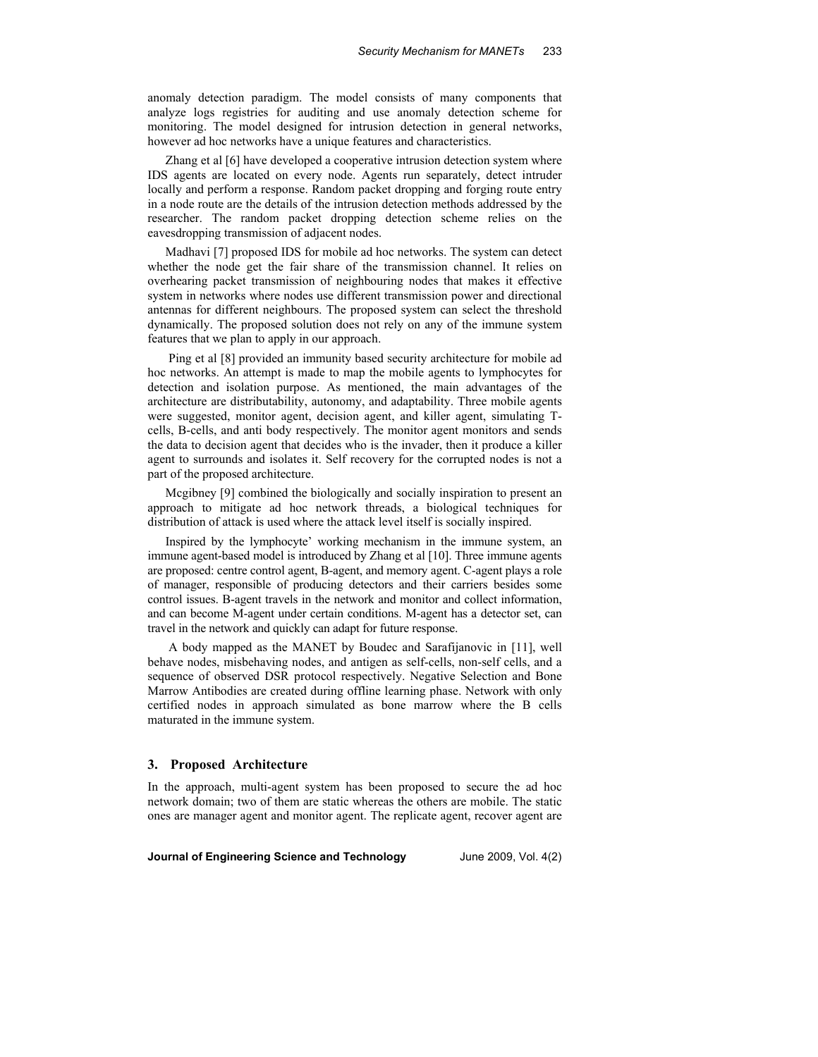anomaly detection paradigm. The model consists of many components that analyze logs registries for auditing and use anomaly detection scheme for monitoring. The model designed for intrusion detection in general networks, however ad hoc networks have a unique features and characteristics.

Zhang et al [6] have developed a cooperative intrusion detection system where IDS agents are located on every node. Agents run separately, detect intruder locally and perform a response. Random packet dropping and forging route entry in a node route are the details of the intrusion detection methods addressed by the researcher. The random packet dropping detection scheme relies on the eavesdropping transmission of adjacent nodes.

Madhavi [7] proposed IDS for mobile ad hoc networks. The system can detect whether the node get the fair share of the transmission channel. It relies on overhearing packet transmission of neighbouring nodes that makes it effective system in networks where nodes use different transmission power and directional antennas for different neighbours. The proposed system can select the threshold dynamically. The proposed solution does not rely on any of the immune system features that we plan to apply in our approach.

Ping et al [8] provided an immunity based security architecture for mobile ad hoc networks. An attempt is made to map the mobile agents to lymphocytes for detection and isolation purpose. As mentioned, the main advantages of the architecture are distributability, autonomy, and adaptability. Three mobile agents were suggested, monitor agent, decision agent, and killer agent, simulating T-cells, B-cells, and anti body respectively. The monitor agent monitors and sends the data to decision agent that decides who is the invader, then it produce a killer agent to surrounds and isolates it. Self recovery for the corrupted nodes is not a part of the proposed architecture.

Mcgibney [9] combined the biologically and socially inspiration to present an approach to mitigate ad hoc network threads, a biological techniques for distribution of attack is used where the attack level itself is socially inspired.

Inspired by the lymphocyte' working mechanism in the immune system, an immune agent-based model is introduced by Zhang et al [10]. Three immune agents are proposed: centre control agent, B-agent, and memory agent. C-agent plays a role of manager, responsible of producing detectors and their carriers besides some control issues. B-agent travels in the network and monitor and collect information, and can become M-agent under certain conditions. M-agent has a detector set, can travel in the network and quickly can adapt for future response.

A body mapped as the MANET by Boudec and Sarafijanovic in [11], well behave nodes, misbehaving nodes, and antigen as self-cells, non-self cells, and a sequence of observed DSR protocol respectively. Negative Selection and Bone Marrow Antibodies are created during offline learning phase. Network with only certified nodes in approach simulated as bone marrow where the B cells maturated in the immune system.

## 3. Proposed Architecture

In the approach, multi-agent system has been proposed to secure the ad hoc network domain; two of them are static whereas the others are mobile. The static ones are manager agent and monitor agent. The replicate agent, recover agent are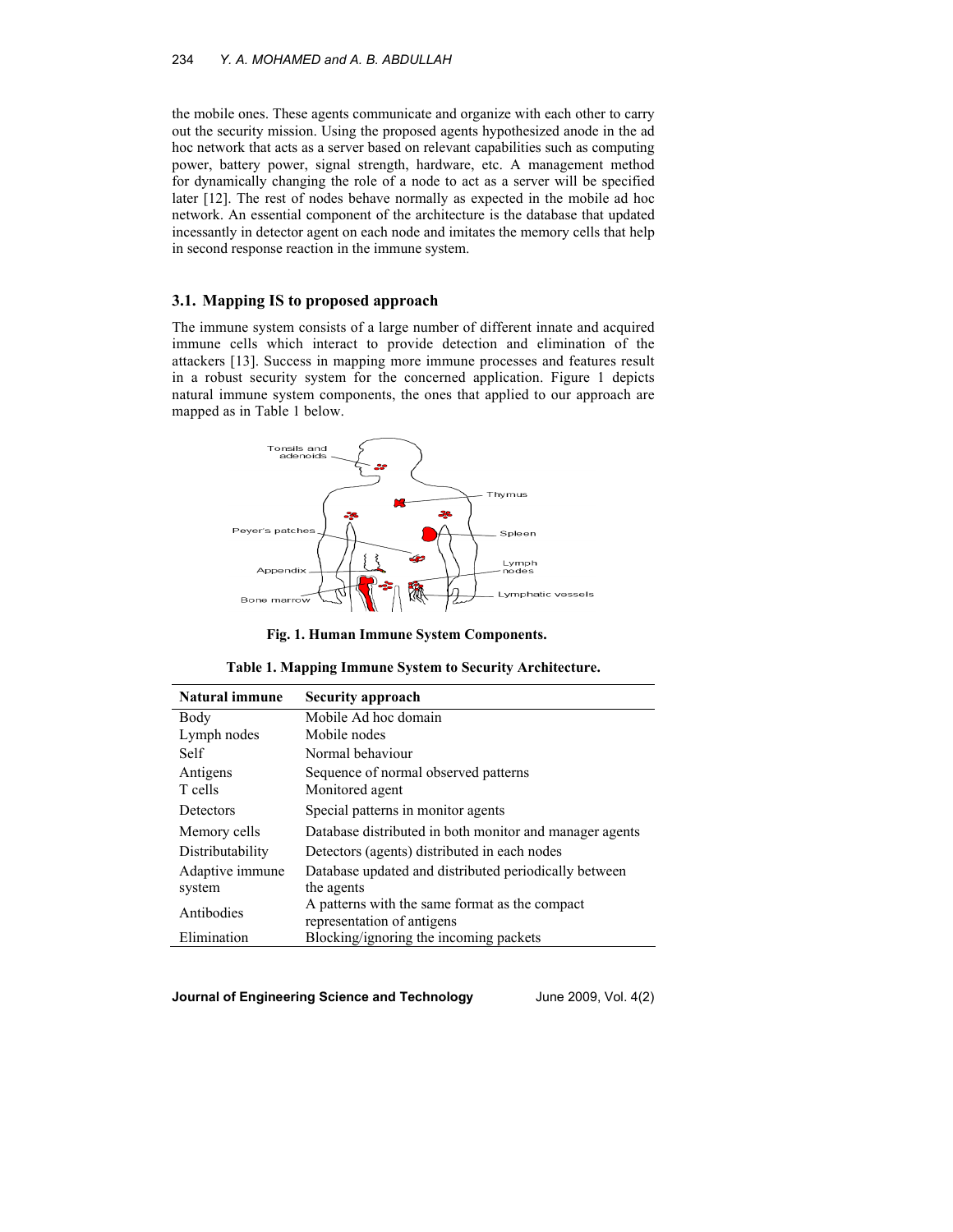the mobile ones. These agents communicate and organize with each other to carry out the security mission. Using the proposed agents hypothesized anode in the ad hoc network that acts as a server based on relevant capabilities such as computing power, battery power, signal strength, hardware, etc. A management method for dynamically changing the role of a node to act as a server will be specified later [12]. The rest of nodes behave normally as expected in the mobile ad hoc network. An essential component of the architecture is the database that updated incessantly in detector agent on each node and imitates the memory cells that help in second response reaction in the immune system.

### 3.1. Mapping IS to proposed approach

The immune system consists of a large number of different innate and acquired immune cells which interact to provide detection and elimination of the attackers [13]. Success in mapping more immune processes and features result in a robust security system for the concerned application. Figure 1 depicts natural immune system components, the ones that applied to our approach are mapped as in Table 1 below.

**Fig. 1. Human Immune System Components.**

**Table 1. Mapping Immune System to Security Architecture.**

| Natural immune | Security approach |
|---|---|
| Body | Mobile Ad hoc domain |
| Lymph nodes | Mobile nodes |
| Self | Normal behaviour |
| Antigens | Sequence of normal observed patterns |
| T cells | Monitored agent |
| Detectors | Special patterns in monitor agents |
| Memory cells | Database distributed in both monitor and manager agents |
| Distributability | Detectors (agents) distributed in each nodes |
| Adaptive immune system | Database updated and distributed periodically between the agents |
| Antibodies | A patterns with the same format as the compact representation of antigens |
| Elimination | Blocking/ignoring the incoming packets |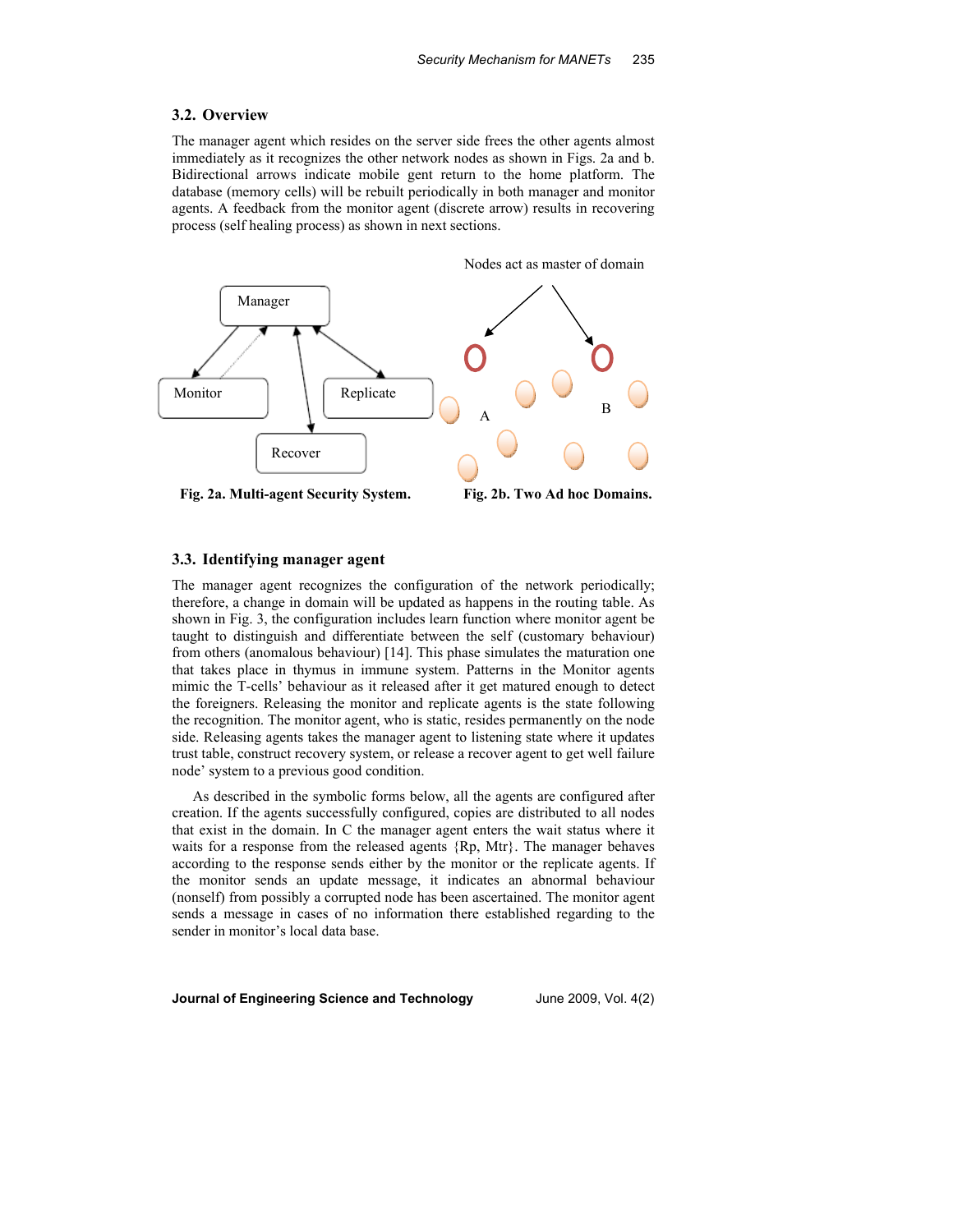### 3.2. Overview

The manager agent which resides on the server side frees the other agents almost immediately as it recognizes the other network nodes as shown in Figs. 2a and b. Bidirectional arrows indicate mobile gent return to the home platform. The database (memory cells) will be rebuilt periodically in both manager and monitor agents. A feedback from the monitor agent (discrete arrow) results in recovering process (self healing process) as shown in next sections.

**Fig. 2a. Multi-agent Security System.**

**Fig. 2b. Two Ad hoc Domains.**

### 3.3. Identifying manager agent

The manager agent recognizes the configuration of the network periodically; therefore, a change in domain will be updated as happens in the routing table. As shown in Fig. 3, the configuration includes learn function where monitor agent be taught to distinguish and differentiate between the self (customary behaviour) from others (anomalous behaviour) [14]. This phase simulates the maturation one that takes place in thymus in immune system. Patterns in the Monitor agents mimic the T-cells' behaviour as it released after it get matured enough to detect the foreigners. Releasing the monitor and replicate agents is the state following the recognition. The monitor agent, who is static, resides permanently on the node side. Releasing agents takes the manager agent to listening state where it updates trust table, construct recovery system, or release a recover agent to get well failure node' system to a previous good condition.

As described in the symbolic forms below, all the agents are configured after creation. If the agents successfully configured, copies are distributed to all nodes that exist in the domain. In C the manager agent enters the wait status where it waits for a response from the released agents {Rp, Mtr}. The manager behaves according to the response sends either by the monitor or the replicate agents. If the monitor sends an update message, it indicates an abnormal behaviour (nonself) from possibly a corrupted node has been ascertained. The monitor agent sends a message in cases of no information there established regarding to the sender in monitor's local data base.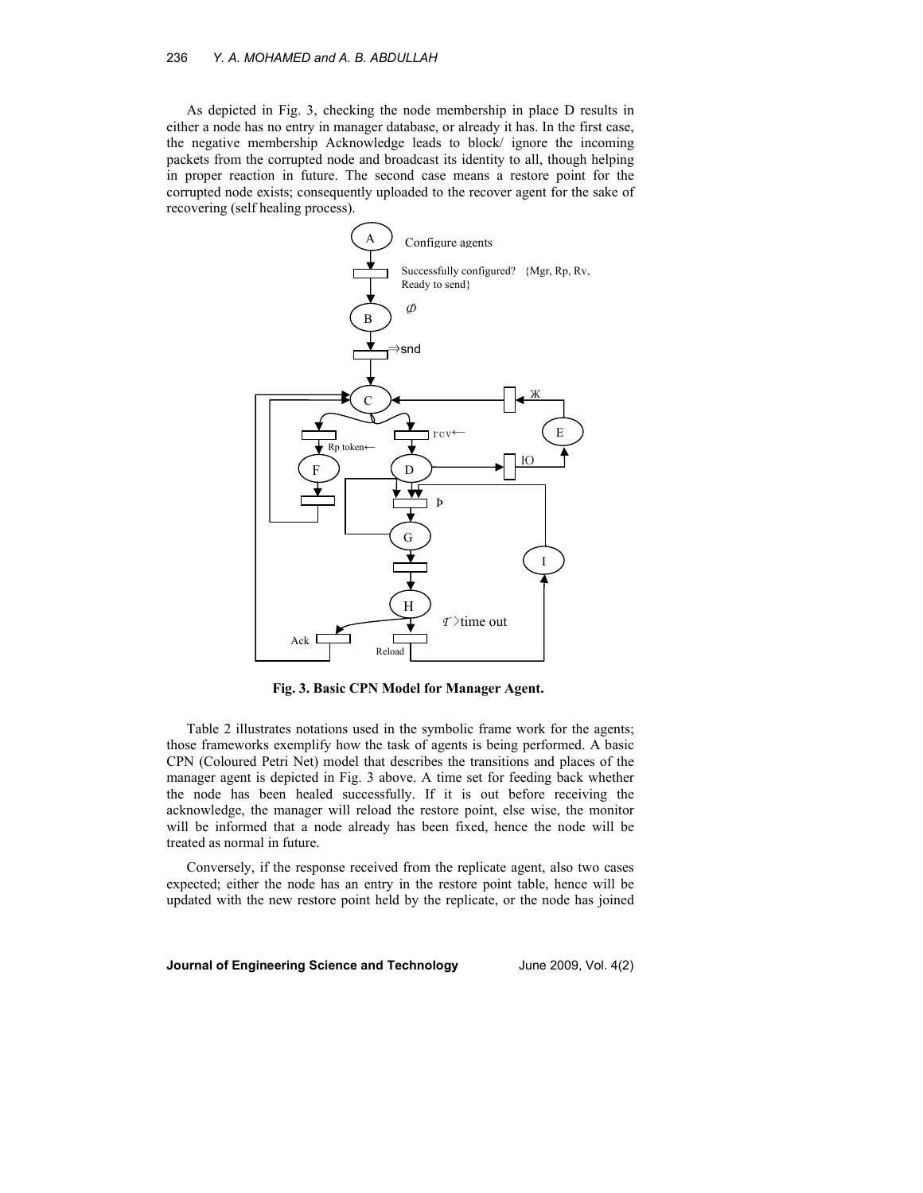As depicted in Fig. 3, checking the node membership in place D results in either a node has no entry in manager database, or already it has. In the first case, the negative membership Acknowledge leads to block/ ignore the incoming packets from the corrupted node and broadcast its identity to all, though helping in proper reaction in future. The second case means a restore point for the corrupted node exists; consequently uploaded to the recover agent for the sake of recovering (self healing process).

**Fig. 3. Basic CPN Model for Manager Agent.**

Table 2 illustrates notations used in the symbolic frame work for the agents; those frameworks exemplify how the task of agents is being performed. A basic CPN (Coloured Petri Net) model that describes the transitions and places of the manager agent is depicted in Fig. 3 above. A time set for feeding back whether the node has been healed successfully. If it is out before receiving the acknowledge, the manager will reload the restore point, else wise, the monitor will be informed that a node already has been fixed, hence the node will be treated as normal in future.

Conversely, if the response received from the replicate agent, also two cases expected; either the node has an entry in the restore point table, hence will be updated with the new restore point held by the replicate, or the node has joined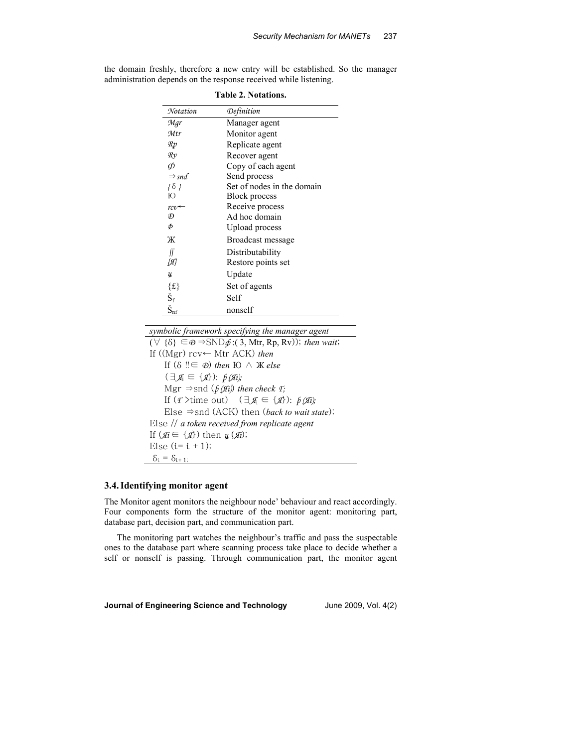the domain freshly, therefore a new entry will be established. So the manager administration depends on the response received while listening.

**Table 2. Notations.**

| *Notation* | *Definition* |
|---|---|
| *Mgr* | Manager agent |
| *Mtr* | Monitor agent |
| *Rp* | Replicate agent |
| *Rv* | Recover agent |
| *ȸ* | Copy of each agent |
| $\Rightarrow$*snd* | Send process |
| *{* δ *}* | Set of nodes in the domain |
| Ю | Block process |
| *rcv*← | Receive process |
| *Ɗ* | Ad hoc domain |
| *Ф* | Upload process |
| Ж | Broadcast message |
| ∬ | Distributability |
| *[Я]* | Restore points set |
| *ꭒ* | Update |
| {£} | Set of agents |
| $\check{S}_f$ | Self |
| $\check{S}_{nf}$ | nonself |

*symbolic framework specifying the manager agent*

(∀ {δ} ∈Ɗ ⇒SNDȸ:( 3, Mtr, Rp, Rv)); *then wait*;
If ((Mgr) rcv← Mtr ACK) *then*
  If (δ ‼∈ Ɗ) *then* Ю ∧ Ж *else*
  (∃Я<sub>i</sub> ∈ {Я}): *ƥ(Яi);*
  Mgr ⇒snd (*ƥ(Яi)*) *then check Ƭ;*
  If (Ƭ >time out)  (∃Я<sub>i</sub> ∈ {Я}): *ƥ(Яi);*
  Else ⇒snd (ACK) then (*back to wait state*);
Else // *a token received from replicate agent*
If (*Яi* ∈ {Я}) then ꭒ (*Яi*);
Else (i= i + 1);
 $\delta_i = \delta_{i+1}$;

### 3.4. Identifying monitor agent

The Monitor agent monitors the neighbour node' behaviour and react accordingly. Four components form the structure of the monitor agent: monitoring part, database part, decision part, and communication part.

The monitoring part watches the neighbour's traffic and pass the suspectable ones to the database part where scanning process take place to decide whether a self or nonself is passing. Through communication part, the monitor agent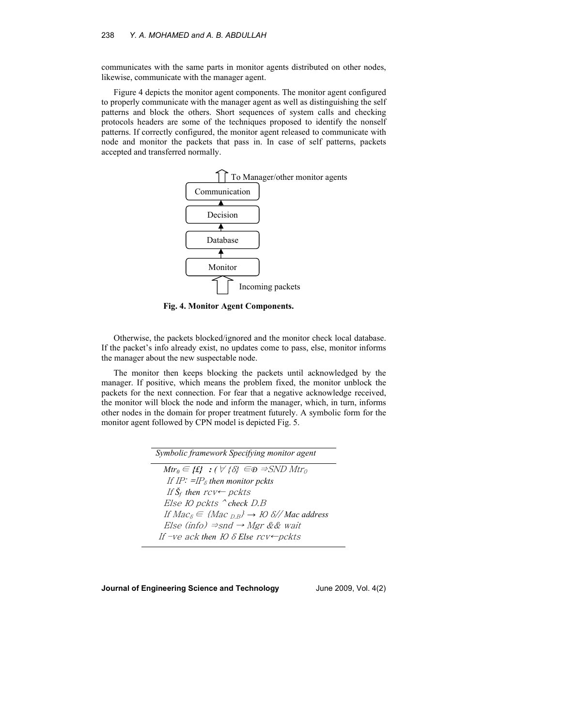communicates with the same parts in monitor agents distributed on other nodes, likewise, communicate with the manager agent.

Figure 4 depicts the monitor agent components. The monitor agent configured to properly communicate with the manager agent as well as distinguishing the self patterns and block the others. Short sequences of system calls and checking protocols headers are some of the techniques proposed to identify the nonself patterns. If correctly configured, the monitor agent released to communicate with node and monitor the packets that pass in. In case of self patterns, packets accepted and transferred normally.

To Manager/other monitor agents

Communication

Decision

Database

Monitor

Incoming packets

**Fig. 4. Monitor Agent Components.**

Otherwise, the packets blocked/ignored and the monitor check local database. If the packet's info already exist, no updates come to pass, else, monitor informs the manager about the new suspectable node.

The monitor then keeps blocking the packets until acknowledged by the manager. If positive, which means the problem fixed, the monitor unblock the packets for the next connection. For fear that a negative acknowledge received, the monitor will block the node and inform the manager, which, in turn, informs other nodes in the domain for proper treatment futurely. A symbolic form for the monitor agent followed by CPN model is depicted Fig. 5.

| *Symbolic framework Specifying monitor agent* |
|---|
| $Mtr_0 \in \{\pounds\}$ : $(\forall \{\delta\} \in Ð \Rightarrow SND\ Mtr_0$ <br> *If* $IP$: $=IP_\delta$ *then monitor pckts* <br> *If* $\check{S}_f$ *then* $rcv \leftarrow pckts$ <br> *Else* $IO$ *pckts* ^ *check D.B* <br> *If* $Mac_\delta \in \{Mac_{D.B}\} \rightarrow IO\ \delta$ *// Mac address* <br> *Else* $(info) \Rightarrow snd \rightarrow Mgr$ && *wait* <br> *If* $-ve$ *ack then* $IO\ \delta$ *Else* $rcv \leftarrow pckts$ |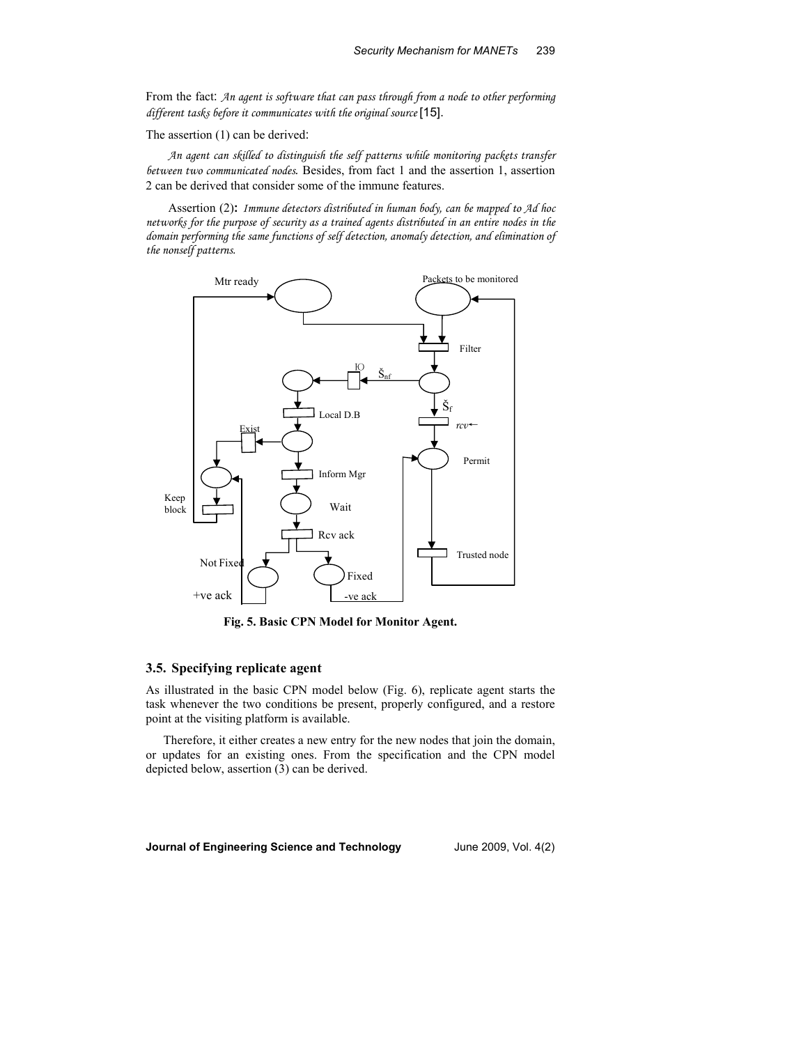From the fact: *An agent is software that can pass through from a node to other performing different tasks before it communicates with the original source* [15].

The assertion (1) can be derived:

*An agent can skilled to distinguish the self patterns while monitoring packets transfer between two communicated nodes.* Besides, from fact 1 and the assertion 1, assertion 2 can be derived that consider some of the immune features.

Assertion (2)**:** *Immune detectors distributed in human body, can be mapped to Ad hoc networks for the purpose of security as a trained agents distributed in an entire nodes in the domain performing the same functions of self detection, anomaly detection, and elimination of the nonself patterns.*

**Fig. 5. Basic CPN Model for Monitor Agent.**

### 3.5. Specifying replicate agent

As illustrated in the basic CPN model below (Fig. 6), replicate agent starts the task whenever the two conditions be present, properly configured, and a restore point at the visiting platform is available.

Therefore, it either creates a new entry for the new nodes that join the domain, or updates for an existing ones. From the specification and the CPN model depicted below, assertion (3) can be derived.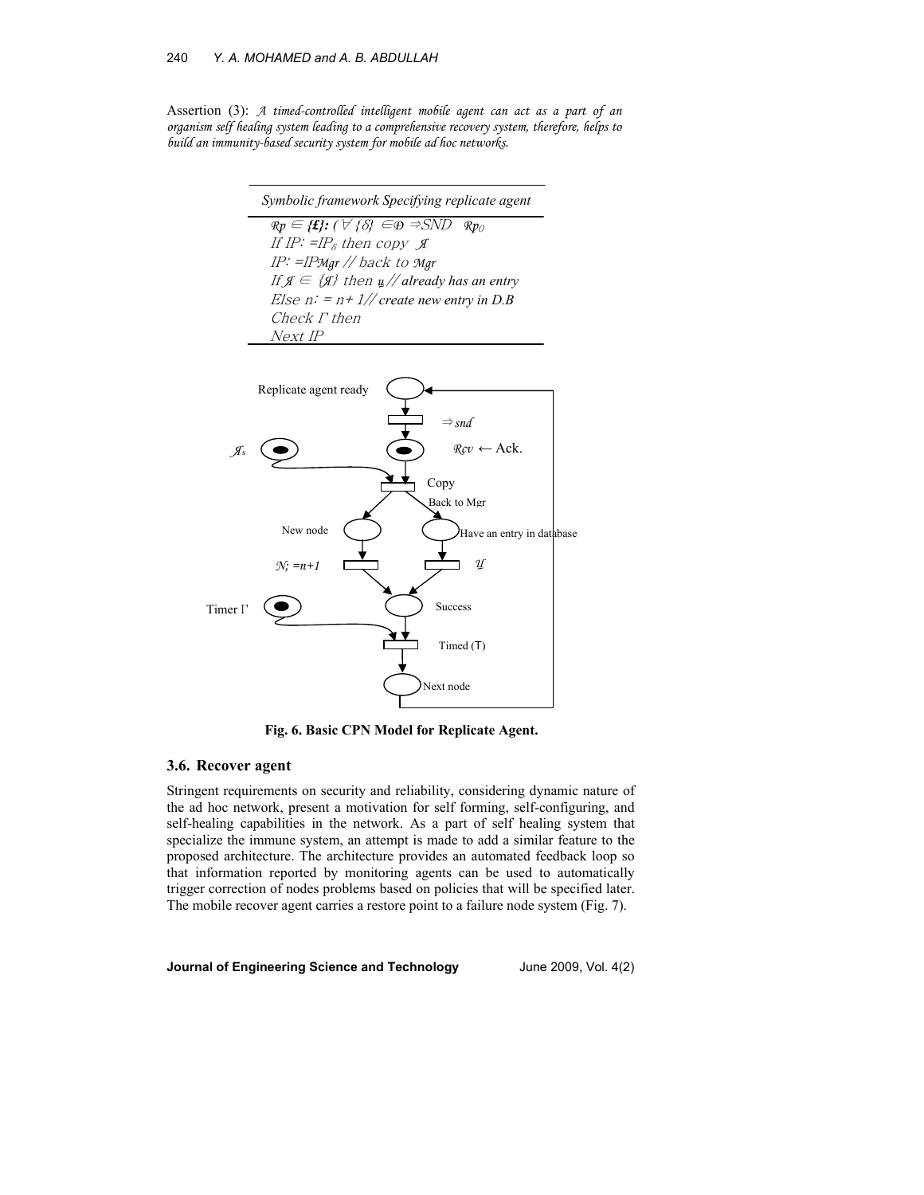Assertion (3): *A timed-controlled intelligent mobile agent can act as a part of an organism self healing system leading to a comprehensive recovery system, therefore, helps to build an immunity-based security system for mobile ad hoc networks.*

| *Symbolic framework Specifying replicate agent* |
|---|
| $\mathcal{R}p \in$ **{£}:** ($\forall$ {$\delta$} $\in \mathcal{D} \Rightarrow SND$ $\mathcal{R}p_0$ |
| *If IP: =IP$_\delta$ then copy* $\mathcal{A}$ |
| *IP: =IP$\mathcal{M}gr$ // back to $\mathcal{M}gr$* |
| *If $\mathcal{A} \in$ {$\mathcal{A}$} then $\mathfrak{u}$ // already has an entry* |
| *Else n: = n+ 1// create new entry in D.B* |
| *Check Γ then* |
| *Next IP* |

Replicate agent ready

$\Rightarrow snd$

$\mathcal{A}_s$ $\mathcal{R}cv \leftarrow$ Ack.

Copy

Back to Mgr

New node

Have an entry in database

$\mathcal{N}$; =n+1

$\mathcal{U}$

Timer Γ

Success

Timed (T)

Next node

**Fig. 6. Basic CPN Model for Replicate Agent.**

### 3.6. Recover agent

Stringent requirements on security and reliability, considering dynamic nature of the ad hoc network, present a motivation for self forming, self-configuring, and self-healing capabilities in the network. As a part of self healing system that specialize the immune system, an attempt is made to add a similar feature to the proposed architecture. The architecture provides an automated feedback loop so that information reported by monitoring agents can be used to automatically trigger correction of nodes problems based on policies that will be specified later. The mobile recover agent carries a restore point to a failure node system (Fig. 7).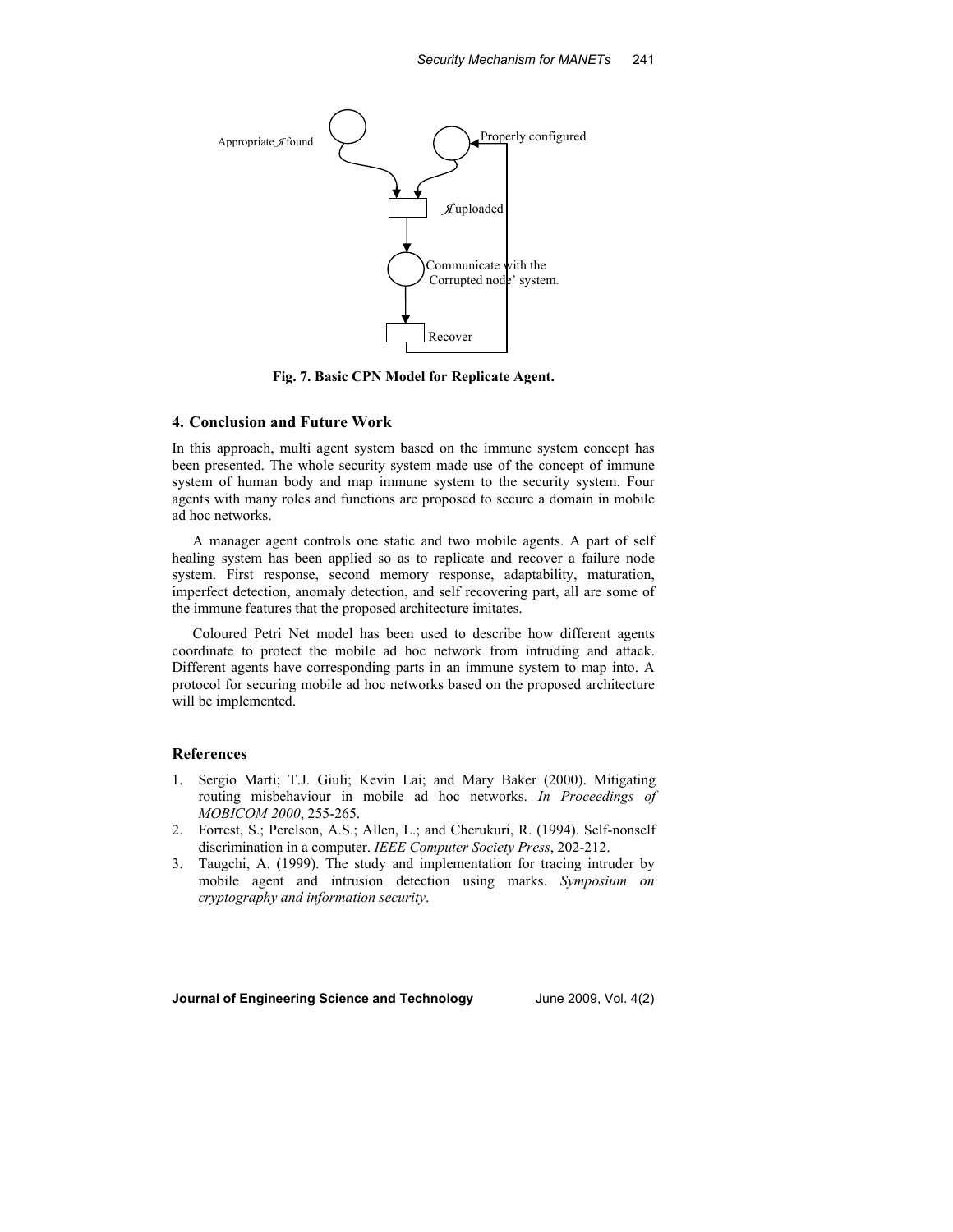Appropriate $\mathcal{A}$ found

Properly configured

$\mathcal{A}$ uploaded

Communicate with the Corrupted node' system.

Recover

**Fig. 7. Basic CPN Model for Replicate Agent.**

## 4. Conclusion and Future Work

In this approach, multi agent system based on the immune system concept has been presented. The whole security system made use of the concept of immune system of human body and map immune system to the security system. Four agents with many roles and functions are proposed to secure a domain in mobile ad hoc networks.

A manager agent controls one static and two mobile agents. A part of self healing system has been applied so as to replicate and recover a failure node system. First response, second memory response, adaptability, maturation, imperfect detection, anomaly detection, and self recovering part, all are some of the immune features that the proposed architecture imitates.

Coloured Petri Net model has been used to describe how different agents coordinate to protect the mobile ad hoc network from intruding and attack. Different agents have corresponding parts in an immune system to map into. A protocol for securing mobile ad hoc networks based on the proposed architecture will be implemented.

## References

1. Sergio Marti; T.J. Giuli; Kevin Lai; and Mary Baker (2000). Mitigating routing misbehaviour in mobile ad hoc networks. *In Proceedings of MOBICOM 2000*, 255-265.
2. Forrest, S.; Perelson, A.S.; Allen, L.; and Cherukuri, R. (1994). Self-nonself discrimination in a computer. *IEEE Computer Society Press*, 202-212.
3. Taugchi, A. (1999). The study and implementation for tracing intruder by mobile agent and intrusion detection using marks. *Symposium on cryptography and information security*.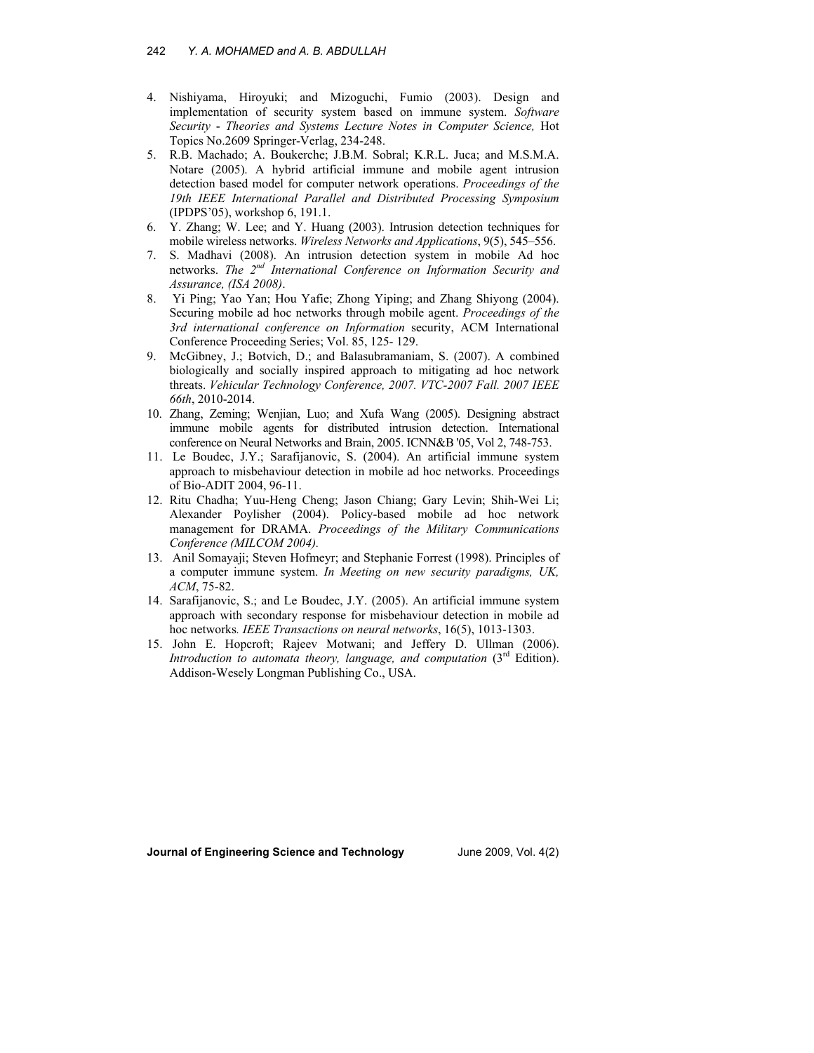4. Nishiyama, Hiroyuki; and Mizoguchi, Fumio (2003). Design and implementation of security system based on immune system. *Software Security - Theories and Systems Lecture Notes in Computer Science,* Hot Topics No.2609 Springer-Verlag, 234-248.
5. R.B. Machado; A. Boukerche; J.B.M. Sobral; K.R.L. Juca; and M.S.M.A. Notare (2005). A hybrid artificial immune and mobile agent intrusion detection based model for computer network operations. *Proceedings of the 19th IEEE International Parallel and Distributed Processing Symposium* (IPDPS'05), workshop 6, 191.1.
6. Y. Zhang; W. Lee; and Y. Huang (2003). Intrusion detection techniques for mobile wireless networks. *Wireless Networks and Applications*, 9(5), 545–556.
7. S. Madhavi (2008). An intrusion detection system in mobile Ad hoc networks. *The 2nd International Conference on Information Security and Assurance, (ISA 2008)*.
8. Yi Ping; Yao Yan; Hou Yafie; Zhong Yiping; and Zhang Shiyong (2004). Securing mobile ad hoc networks through mobile agent. *Proceedings of the 3rd international conference on Information* security, ACM International Conference Proceeding Series; Vol. 85, 125- 129.
9. McGibney, J.; Botvich, D.; and Balasubramaniam, S. (2007). A combined biologically and socially inspired approach to mitigating ad hoc network threats. *Vehicular Technology Conference, 2007. VTC-2007 Fall. 2007 IEEE 66th*, 2010-2014.
10. Zhang, Zeming; Wenjian, Luo; and Xufa Wang (2005). Designing abstract immune mobile agents for distributed intrusion detection. International conference on Neural Networks and Brain, 2005. ICNN&B '05, Vol 2, 748-753.
11. Le Boudec, J.Y.; Sarafijanovic, S. (2004). An artificial immune system approach to misbehaviour detection in mobile ad hoc networks. Proceedings of Bio-ADIT 2004, 96-11.
12. Ritu Chadha; Yuu-Heng Cheng; Jason Chiang; Gary Levin; Shih-Wei Li; Alexander Poylisher (2004). Policy-based mobile ad hoc network management for DRAMA. *Proceedings of the Military Communications Conference (MILCOM 2004).*
13. Anil Somayaji; Steven Hofmeyr; and Stephanie Forrest (1998). Principles of a computer immune system. *In Meeting on new security paradigms, UK, ACM*, 75-82.
14. Sarafijanovic, S.; and Le Boudec, J.Y. (2005). An artificial immune system approach with secondary response for misbehaviour detection in mobile ad hoc networks. *IEEE Transactions on neural networks*, 16(5), 1013-1303.
15. John E. Hopcroft; Rajeev Motwani; and Jeffery D. Ullman (2006). *Introduction to automata theory, language, and computation* (3rd Edition). Addison-Wesely Longman Publishing Co., USA.